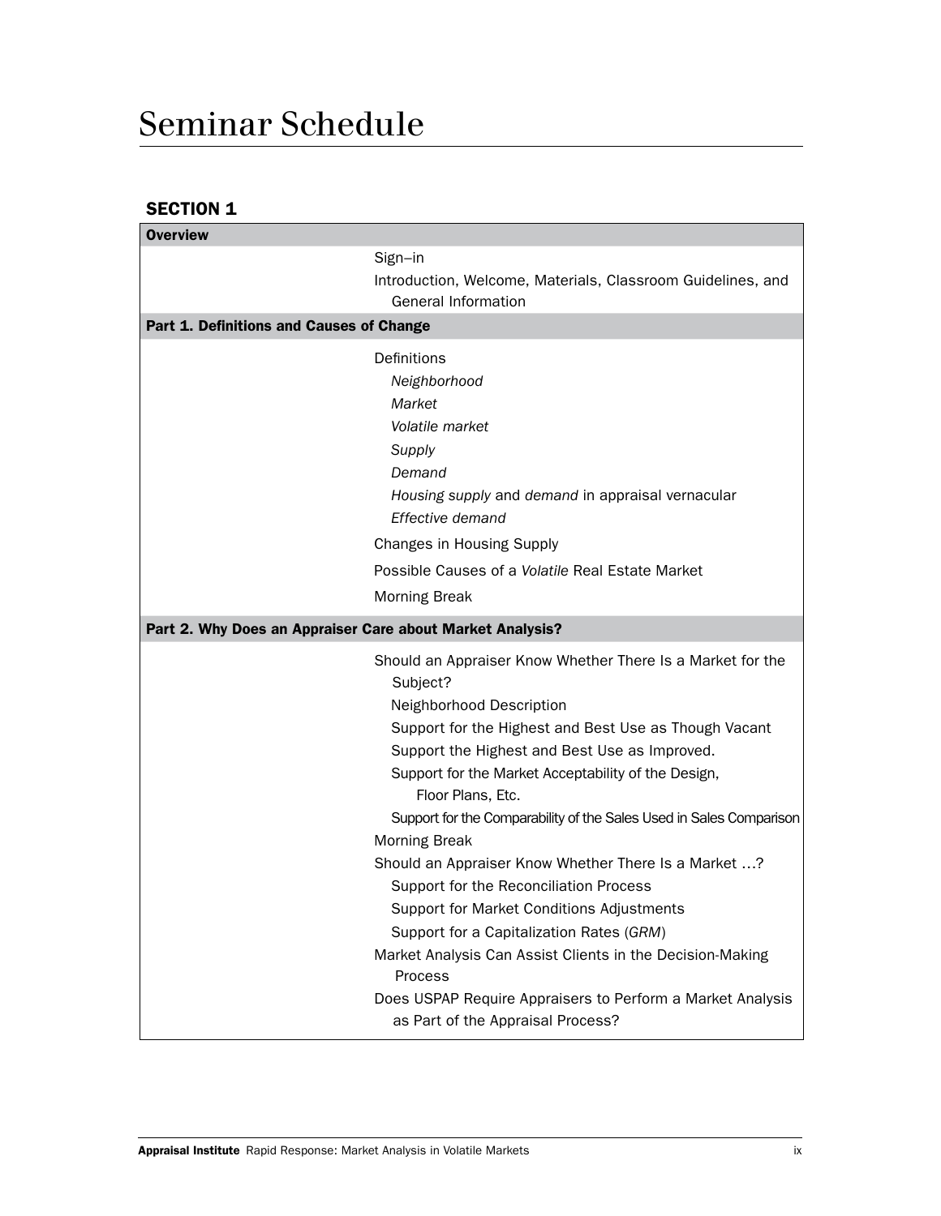# Seminar Schedule

## SECTION 1

**Overview**

- Sign–in
- Introduction, Welcome, Materials, Classroom Guidelines, and General Information

**Part 1. Definitions and Causes of Change**

- Definitions
  - *Neighborhood*
  - *Market*
  - *Volatile market*
  - *Supply*
  - *Demand*
  - *Housing supply* and *demand* in appraisal vernacular
  - *Effective demand*
- Changes in Housing Supply
- Possible Causes of a *Volatile* Real Estate Market
- Morning Break

**Part 2. Why Does an Appraiser Care about Market Analysis?**

- Should an Appraiser Know Whether There Is a Market for the Subject?
  - Neighborhood Description
  - Support for the Highest and Best Use as Though Vacant
  - Support the Highest and Best Use as Improved.
  - Support for the Market Acceptability of the Design, Floor Plans, Etc.
  - Support for the Comparability of the Sales Used in Sales Comparison
- Morning Break
- Should an Appraiser Know Whether There Is a Market …?
  - Support for the Reconciliation Process
  - Support for Market Conditions Adjustments
  - Support for a Capitalization Rates (*GRM*)
- Market Analysis Can Assist Clients in the Decision-Making Process
- Does USPAP Require Appraisers to Perform a Market Analysis as Part of the Appraisal Process?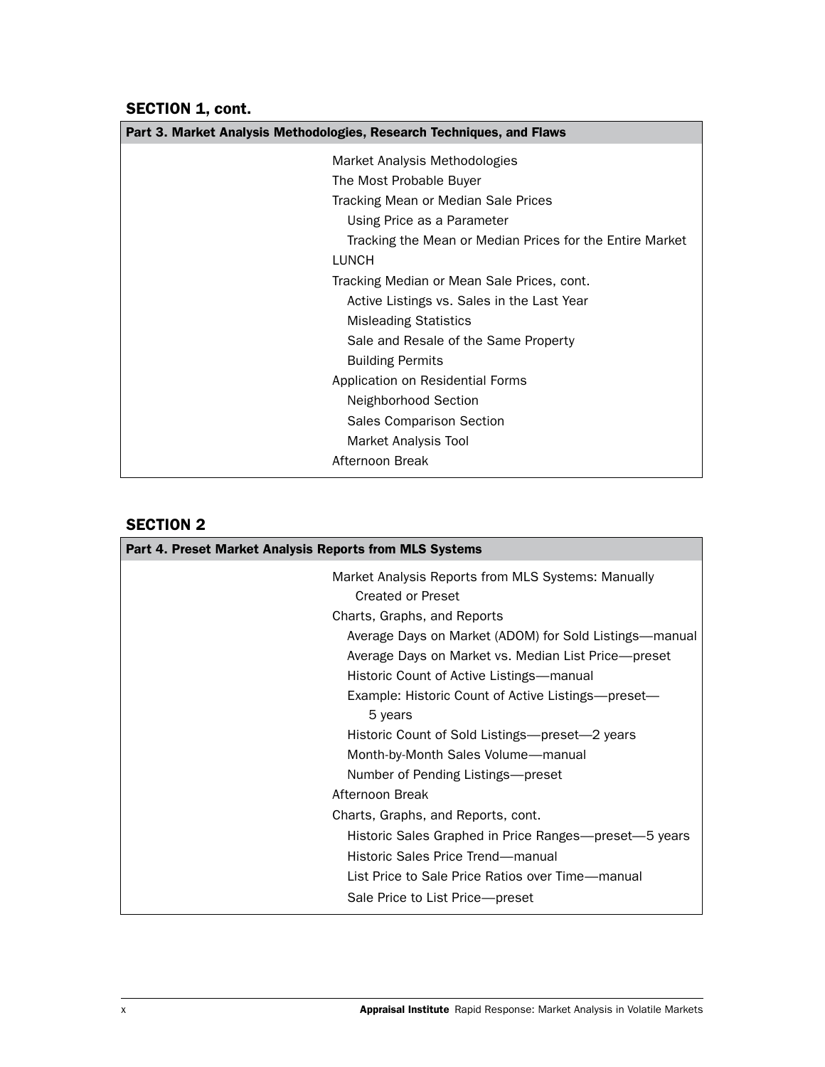## SECTION 1, cont.

| Part 3. Market Analysis Methodologies, Research Techniques, and Flaws | |
|---|---|
| | Market Analysis Methodologies |
| | The Most Probable Buyer |
| | Tracking Mean or Median Sale Prices |
| | Using Price as a Parameter |
| | Tracking the Mean or Median Prices for the Entire Market |
| | LUNCH |
| | Tracking Median or Mean Sale Prices, cont. |
| | Active Listings vs. Sales in the Last Year |
| | Misleading Statistics |
| | Sale and Resale of the Same Property |
| | Building Permits |
| | Application on Residential Forms |
| | Neighborhood Section |
| | Sales Comparison Section |
| | Market Analysis Tool |
| | Afternoon Break |

## SECTION 2

| Part 4. Preset Market Analysis Reports from MLS Systems | |
|---|---|
| | Market Analysis Reports from MLS Systems: Manually Created or Preset |
| | Charts, Graphs, and Reports |
| | Average Days on Market (ADOM) for Sold Listings—manual |
| | Average Days on Market vs. Median List Price—preset |
| | Historic Count of Active Listings—manual |
| | Example: Historic Count of Active Listings—preset—5 years |
| | Historic Count of Sold Listings—preset—2 years |
| | Month-by-Month Sales Volume—manual |
| | Number of Pending Listings—preset |
| | Afternoon Break |
| | Charts, Graphs, and Reports, cont. |
| | Historic Sales Graphed in Price Ranges—preset—5 years |
| | Historic Sales Price Trend—manual |
| | List Price to Sale Price Ratios over Time—manual |
| | Sale Price to List Price—preset |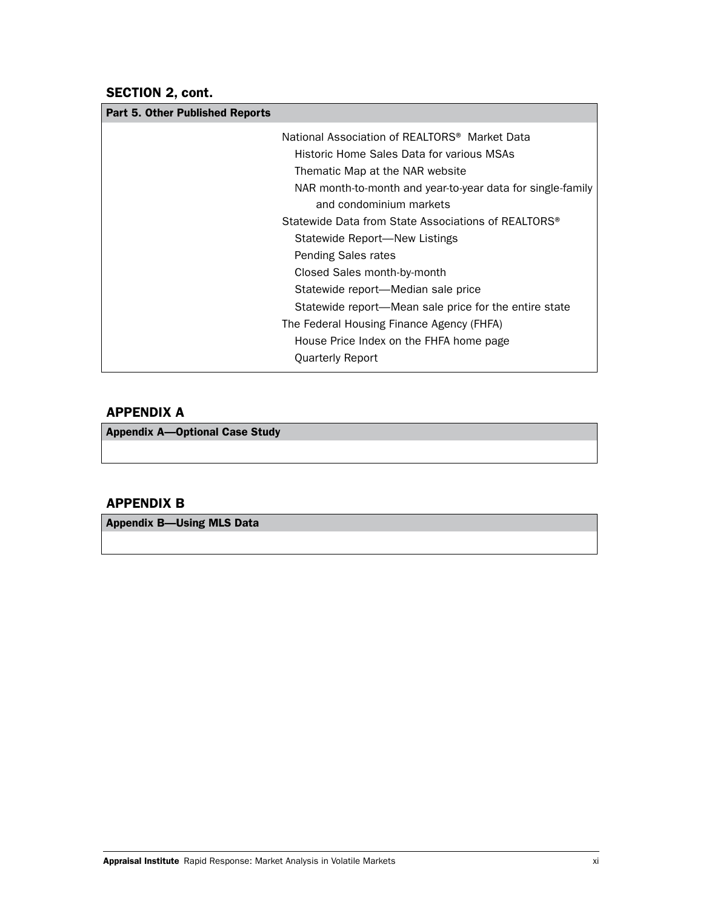## SECTION 2, cont.

**Part 5. Other Published Reports**

- National Association of REALTORS® Market Data
  - Historic Home Sales Data for various MSAs
  - Thematic Map at the NAR website
  - NAR month-to-month and year-to-year data for single-family and condominium markets
- Statewide Data from State Associations of REALTORS®
  - Statewide Report—New Listings
  - Pending Sales rates
  - Closed Sales month-by-month
  - Statewide report—Median sale price
  - Statewide report—Mean sale price for the entire state
- The Federal Housing Finance Agency (FHFA)
  - House Price Index on the FHFA home page
  - Quarterly Report

## APPENDIX A

**Appendix A—Optional Case Study**

## APPENDIX B

**Appendix B—Using MLS Data**